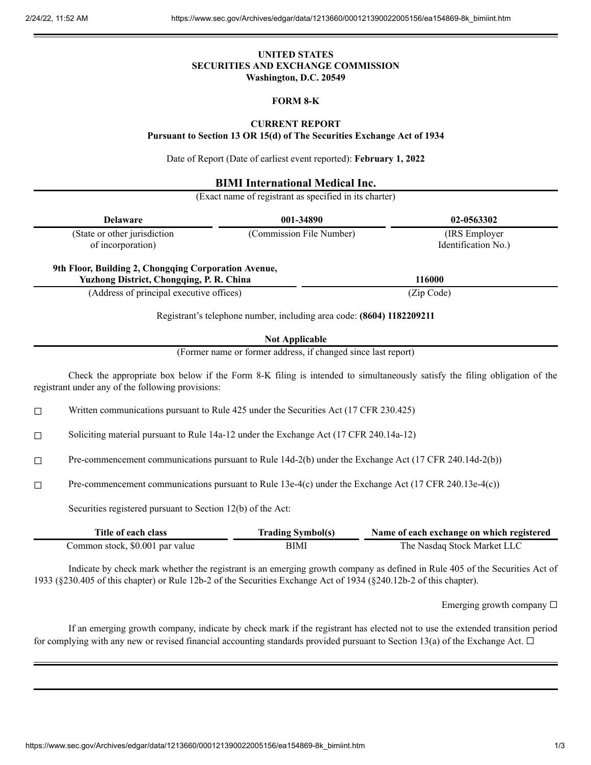**UNITED STATES**
**SECURITIES AND EXCHANGE COMMISSION**
**Washington, D.C. 20549**

**FORM 8-K**

**CURRENT REPORT**
**Pursuant to Section 13 OR 15(d) of The Securities Exchange Act of 1934**

Date of Report (Date of earliest event reported): **February 1, 2022**

**BIMI International Medical Inc.**
(Exact name of registrant as specified in its charter)

| **Delaware** | **001-34890** | **02-0563302** |
|---|---|---|
| (State or other jurisdiction of incorporation) | (Commission File Number) | (IRS Employer Identification No.) |

| **9th Floor, Building 2, Chongqing Corporation Avenue, Yuzhong District, Chongqing, P. R. China** | **116000** |
|---|---|
| (Address of principal executive offices) | (Zip Code) |

Registrant's telephone number, including area code: **(8604) 1182209211**

**Not Applicable**
(Former name or former address, if changed since last report)

Check the appropriate box below if the Form 8-K filing is intended to simultaneously satisfy the filing obligation of the registrant under any of the following provisions:

☐ Written communications pursuant to Rule 425 under the Securities Act (17 CFR 230.425)

☐ Soliciting material pursuant to Rule 14a-12 under the Exchange Act (17 CFR 240.14a-12)

☐ Pre-commencement communications pursuant to Rule 14d-2(b) under the Exchange Act (17 CFR 240.14d-2(b))

☐ Pre-commencement communications pursuant to Rule 13e-4(c) under the Exchange Act (17 CFR 240.13e-4(c))

Securities registered pursuant to Section 12(b) of the Act:

| Title of each class | Trading Symbol(s) | Name of each exchange on which registered |
|---|---|---|
| Common stock, $0.001 par value | BIMI | The Nasdaq Stock Market LLC |

Indicate by check mark whether the registrant is an emerging growth company as defined in Rule 405 of the Securities Act of 1933 (§230.405 of this chapter) or Rule 12b-2 of the Securities Exchange Act of 1934 (§240.12b-2 of this chapter).

Emerging growth company ☐

If an emerging growth company, indicate by check mark if the registrant has elected not to use the extended transition period for complying with any new or revised financial accounting standards provided pursuant to Section 13(a) of the Exchange Act. ☐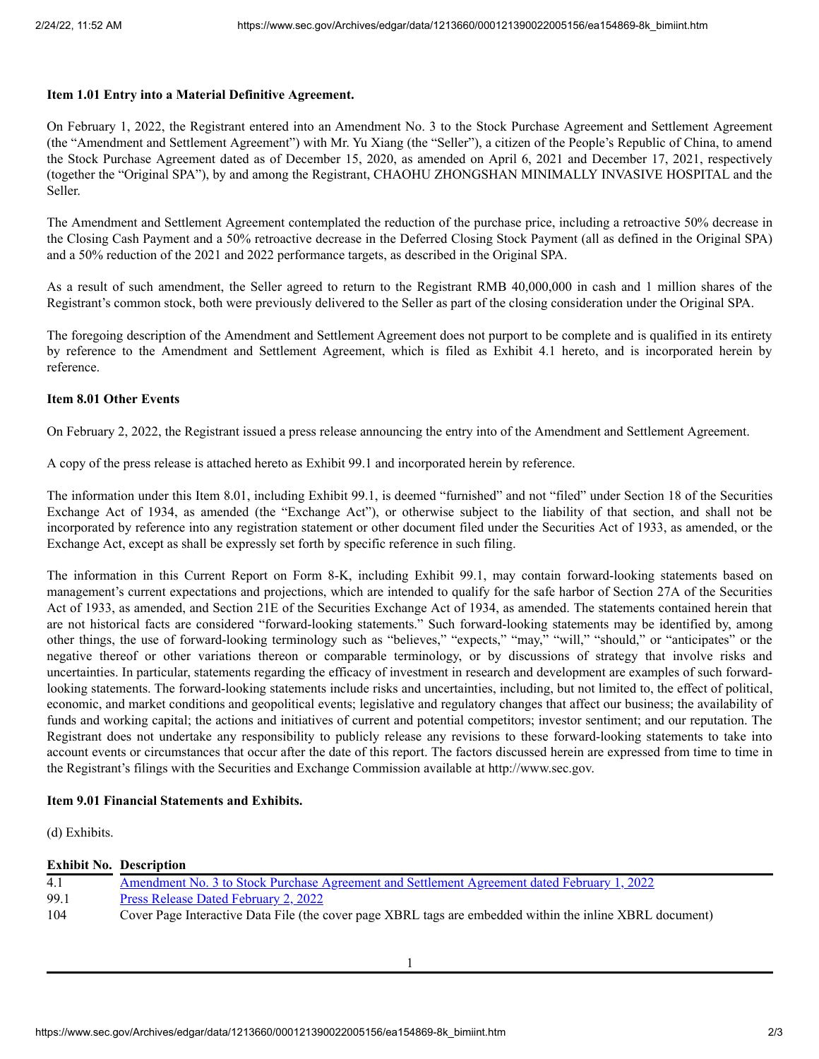**Item 1.01 Entry into a Material Definitive Agreement.**

On February 1, 2022, the Registrant entered into an Amendment No. 3 to the Stock Purchase Agreement and Settlement Agreement (the "Amendment and Settlement Agreement") with Mr. Yu Xiang (the "Seller"), a citizen of the People's Republic of China, to amend the Stock Purchase Agreement dated as of December 15, 2020, as amended on April 6, 2021 and December 17, 2021, respectively (together the "Original SPA"), by and among the Registrant, CHAOHU ZHONGSHAN MINIMALLY INVASIVE HOSPITAL and the Seller.

The Amendment and Settlement Agreement contemplated the reduction of the purchase price, including a retroactive 50% decrease in the Closing Cash Payment and a 50% retroactive decrease in the Deferred Closing Stock Payment (all as defined in the Original SPA) and a 50% reduction of the 2021 and 2022 performance targets, as described in the Original SPA.

As a result of such amendment, the Seller agreed to return to the Registrant RMB 40,000,000 in cash and 1 million shares of the Registrant's common stock, both were previously delivered to the Seller as part of the closing consideration under the Original SPA.

The foregoing description of the Amendment and Settlement Agreement does not purport to be complete and is qualified in its entirety by reference to the Amendment and Settlement Agreement, which is filed as Exhibit 4.1 hereto, and is incorporated herein by reference.

**Item 8.01 Other Events**

On February 2, 2022, the Registrant issued a press release announcing the entry into of the Amendment and Settlement Agreement.

A copy of the press release is attached hereto as Exhibit 99.1 and incorporated herein by reference.

The information under this Item 8.01, including Exhibit 99.1, is deemed "furnished" and not "filed" under Section 18 of the Securities Exchange Act of 1934, as amended (the "Exchange Act"), or otherwise subject to the liability of that section, and shall not be incorporated by reference into any registration statement or other document filed under the Securities Act of 1933, as amended, or the Exchange Act, except as shall be expressly set forth by specific reference in such filing.

The information in this Current Report on Form 8-K, including Exhibit 99.1, may contain forward-looking statements based on management's current expectations and projections, which are intended to qualify for the safe harbor of Section 27A of the Securities Act of 1933, as amended, and Section 21E of the Securities Exchange Act of 1934, as amended. The statements contained herein that are not historical facts are considered "forward-looking statements." Such forward-looking statements may be identified by, among other things, the use of forward-looking terminology such as "believes," "expects," "may," "will," "should," or "anticipates" or the negative thereof or other variations thereon or comparable terminology, or by discussions of strategy that involve risks and uncertainties. In particular, statements regarding the efficacy of investment in research and development are examples of such forward-looking statements. The forward-looking statements include risks and uncertainties, including, but not limited to, the effect of political, economic, and market conditions and geopolitical events; legislative and regulatory changes that affect our business; the availability of funds and working capital; the actions and initiatives of current and potential competitors; investor sentiment; and our reputation. The Registrant does not undertake any responsibility to publicly release any revisions to these forward-looking statements to take into account events or circumstances that occur after the date of this report. The factors discussed herein are expressed from time to time in the Registrant's filings with the Securities and Exchange Commission available at http://www.sec.gov.

**Item 9.01 Financial Statements and Exhibits.**

(d) Exhibits.

| Exhibit No. | Description |
|---|---|
| 4.1 | Amendment No. 3 to Stock Purchase Agreement and Settlement Agreement dated February 1, 2022 |
| 99.1 | Press Release Dated February 2, 2022 |
| 104 | Cover Page Interactive Data File (the cover page XBRL tags are embedded within the inline XBRL document) |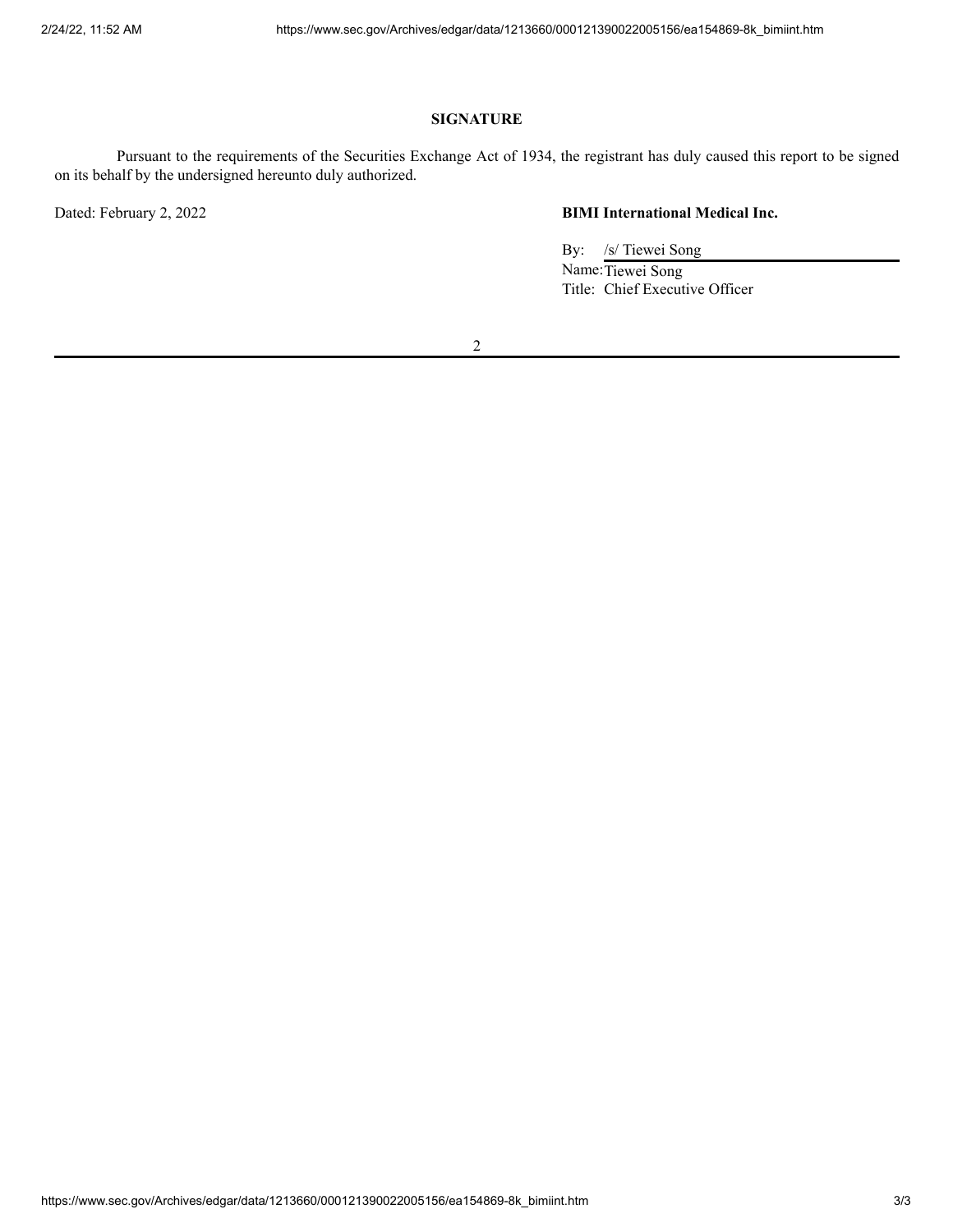**SIGNATURE**

Pursuant to the requirements of the Securities Exchange Act of 1934, the registrant has duly caused this report to be signed on its behalf by the undersigned hereunto duly authorized.

Dated: February 2, 2022

**BIMI International Medical Inc.**

By: /s/ Tiewei Song

Name: Tiewei Song

Title: Chief Executive Officer